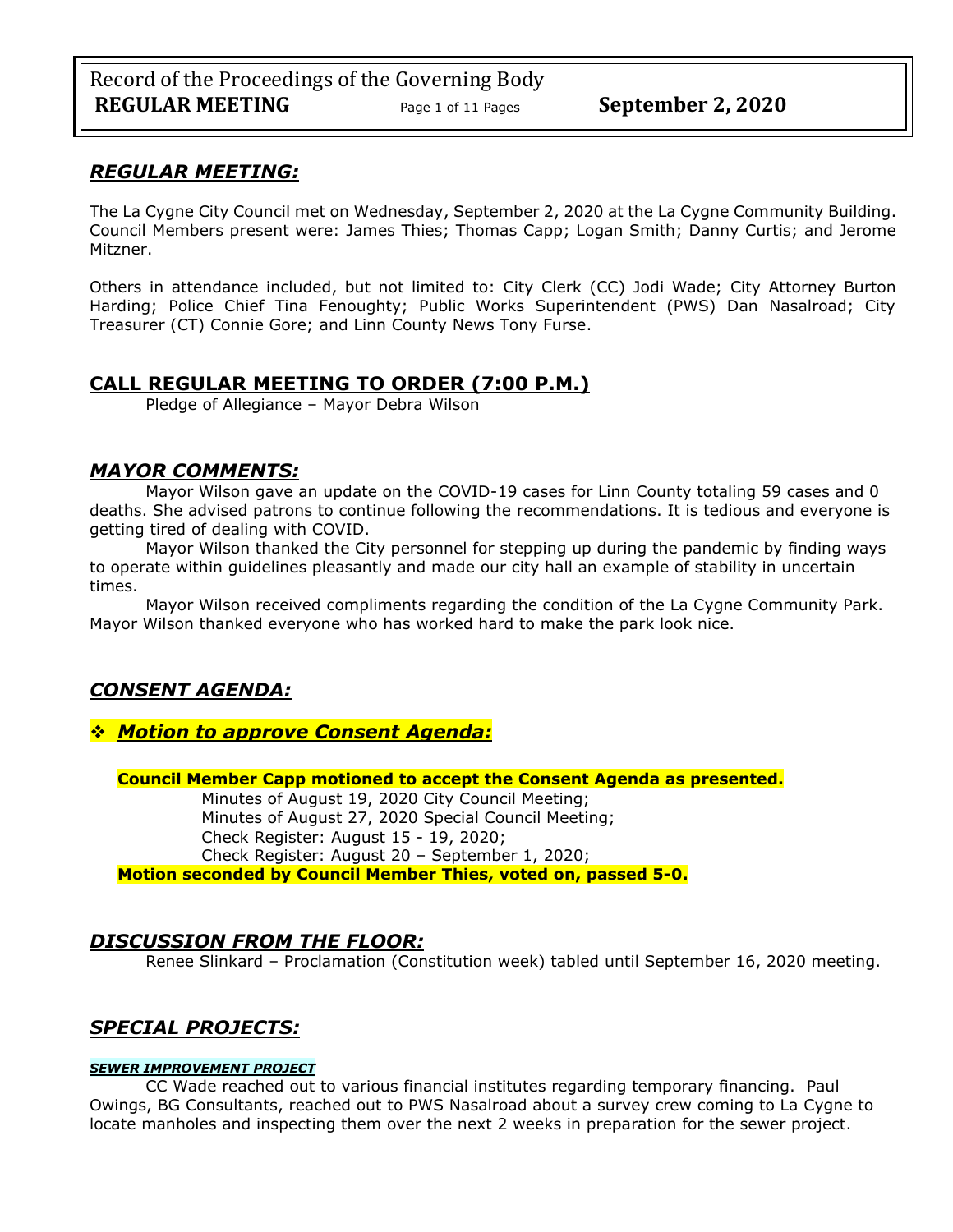## *REGULAR MEETING:*

The La Cygne City Council met on Wednesday, September 2, 2020 at the La Cygne Community Building. Council Members present were: James Thies; Thomas Capp; Logan Smith; Danny Curtis; and Jerome Mitzner.

Others in attendance included, but not limited to: City Clerk (CC) Jodi Wade; City Attorney Burton Harding; Police Chief Tina Fenoughty; Public Works Superintendent (PWS) Dan Nasalroad; City Treasurer (CT) Connie Gore; and Linn County News Tony Furse.

## CALL REGULAR MEETING TO ORDER (7:00 P.M.)

Pledge of Allegiance – Mayor Debra Wilson

## *MAYOR COMMENTS:*

Mayor Wilson gave an update on the COVID-19 cases for Linn County totaling 59 cases and 0 deaths. She advised patrons to continue following the recommendations. It is tedious and everyone is getting tired of dealing with COVID.

Mayor Wilson thanked the City personnel for stepping up during the pandemic by finding ways to operate within guidelines pleasantly and made our city hall an example of stability in uncertain times.

Mayor Wilson received compliments regarding the condition of the La Cygne Community Park. Mayor Wilson thanked everyone who has worked hard to make the park look nice.

## *CONSENT AGENDA:*

### ❖ *Motion to approve Consent Agenda:*

**Council Member Capp motioned to accept the Consent Agenda as presented.**

Minutes of August 19, 2020 City Council Meeting;
Minutes of August 27, 2020 Special Council Meeting;
Check Register: August 15 - 19, 2020;
Check Register: August 20 – September 1, 2020;

**Motion seconded by Council Member Thies, voted on, passed 5-0.**

## *DISCUSSION FROM THE FLOOR:*

Renee Slinkard – Proclamation (Constitution week) tabled until September 16, 2020 meeting.

## *SPECIAL PROJECTS:*

#### ***SEWER IMPROVEMENT PROJECT***

CC Wade reached out to various financial institutes regarding temporary financing. Paul Owings, BG Consultants, reached out to PWS Nasalroad about a survey crew coming to La Cygne to locate manholes and inspecting them over the next 2 weeks in preparation for the sewer project.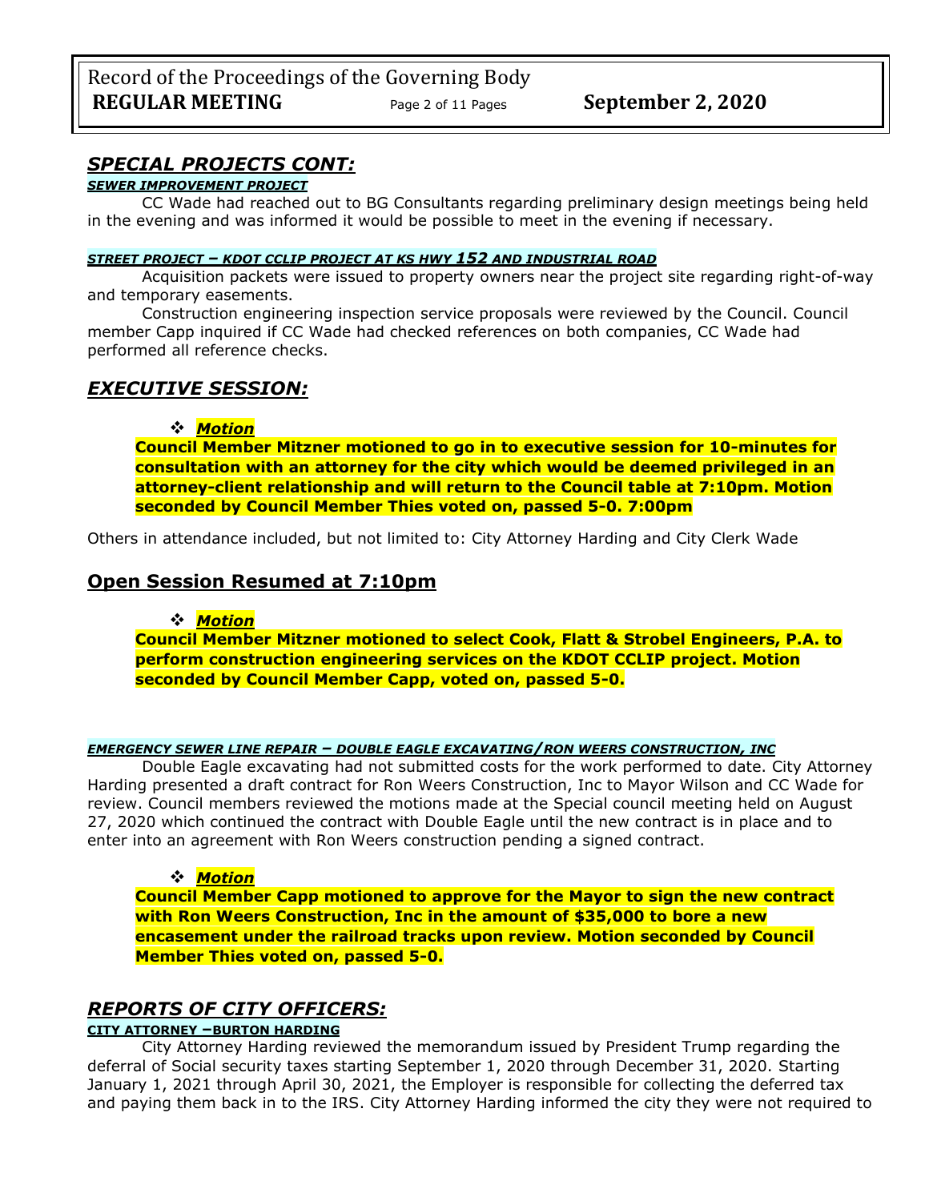## *SPECIAL PROJECTS CONT:*

***SEWER IMPROVEMENT PROJECT***

CC Wade had reached out to BG Consultants regarding preliminary design meetings being held in the evening and was informed it would be possible to meet in the evening if necessary.

***STREET PROJECT – KDOT CCLIP PROJECT AT KS HWY 152 AND INDUSTRIAL ROAD***

Acquisition packets were issued to property owners near the project site regarding right-of-way and temporary easements.

Construction engineering inspection service proposals were reviewed by the Council. Council member Capp inquired if CC Wade had checked references on both companies, CC Wade had performed all reference checks.

## *EXECUTIVE SESSION:*

- ***Motion***

**Council Member Mitzner motioned to go in to executive session for 10-minutes for consultation with an attorney for the city which would be deemed privileged in an attorney-client relationship and will return to the Council table at 7:10pm. Motion seconded by Council Member Thies voted on, passed 5-0. 7:00pm**

Others in attendance included, but not limited to: City Attorney Harding and City Clerk Wade

## Open Session Resumed at 7:10pm

- ***Motion***

**Council Member Mitzner motioned to select Cook, Flatt & Strobel Engineers, P.A. to perform construction engineering services on the KDOT CCLIP project. Motion seconded by Council Member Capp, voted on, passed 5-0.**

***EMERGENCY SEWER LINE REPAIR – DOUBLE EAGLE EXCAVATING/RON WEERS CONSTRUCTION, INC***

Double Eagle excavating had not submitted costs for the work performed to date. City Attorney Harding presented a draft contract for Ron Weers Construction, Inc to Mayor Wilson and CC Wade for review. Council members reviewed the motions made at the Special council meeting held on August 27, 2020 which continued the contract with Double Eagle until the new contract is in place and to enter into an agreement with Ron Weers construction pending a signed contract.

- ***Motion***

**Council Member Capp motioned to approve for the Mayor to sign the new contract with Ron Weers Construction, Inc in the amount of $35,000 to bore a new encasement under the railroad tracks upon review. Motion seconded by Council Member Thies voted on, passed 5-0.**

## *REPORTS OF CITY OFFICERS:*

**CITY ATTORNEY –BURTON HARDING**

City Attorney Harding reviewed the memorandum issued by President Trump regarding the deferral of Social security taxes starting September 1, 2020 through December 31, 2020. Starting January 1, 2021 through April 30, 2021, the Employer is responsible for collecting the deferred tax and paying them back in to the IRS. City Attorney Harding informed the city they were not required to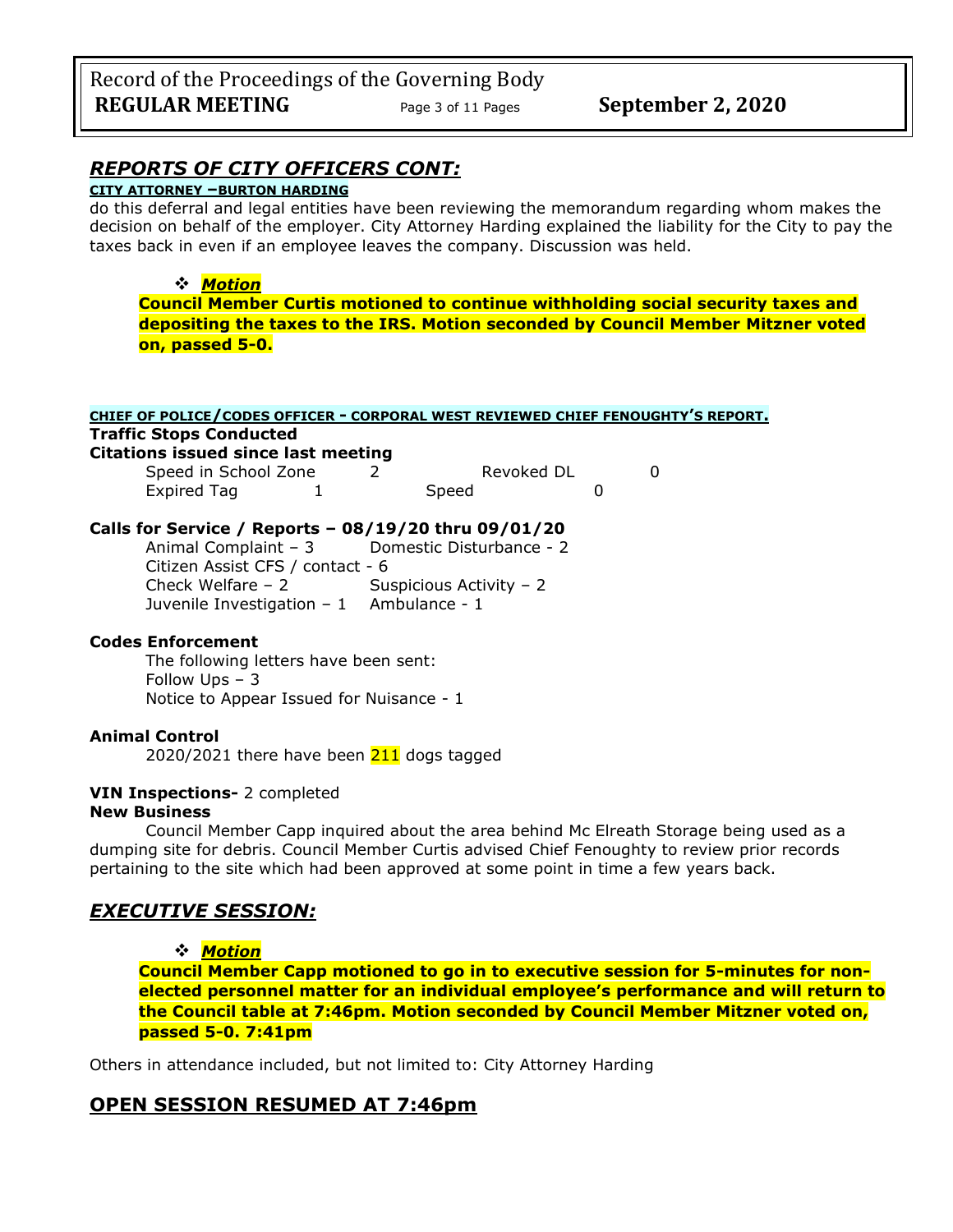## *REPORTS OF CITY OFFICERS CONT:*

**CITY ATTORNEY –BURTON HARDING**

do this deferral and legal entities have been reviewing the memorandum regarding whom makes the decision on behalf of the employer. City Attorney Harding explained the liability for the City to pay the taxes back in even if an employee leaves the company. Discussion was held.

❖ ***Motion***

**Council Member Curtis motioned to continue withholding social security taxes and depositing the taxes to the IRS. Motion seconded by Council Member Mitzner voted on, passed 5-0.**

**CHIEF OF POLICE/CODES OFFICER - CORPORAL WEST REVIEWED CHIEF FENOUGHTY'S REPORT.**

**Traffic Stops Conducted**

**Citations issued since last meeting**

| | | | |
|---|---|---|---|
| Speed in School Zone | 2 | Revoked DL | 0 |
| Expired Tag | 1 | Speed | 0 |

**Calls for Service / Reports – 08/19/20 thru 09/01/20**

Animal Complaint – 3 Domestic Disturbance - 2
Citizen Assist CFS / contact - 6
Check Welfare – 2 Suspicious Activity – 2
Juvenile Investigation – 1 Ambulance - 1

**Codes Enforcement**

The following letters have been sent:
Follow Ups – 3
Notice to Appear Issued for Nuisance - 1

**Animal Control**

2020/2021 there have been 211 dogs tagged

**VIN Inspections-** 2 completed

**New Business**

Council Member Capp inquired about the area behind Mc Elreath Storage being used as a dumping site for debris. Council Member Curtis advised Chief Fenoughty to review prior records pertaining to the site which had been approved at some point in time a few years back.

## *EXECUTIVE SESSION:*

❖ ***Motion***

**Council Member Capp motioned to go in to executive session for 5-minutes for non-elected personnel matter for an individual employee's performance and will return to the Council table at 7:46pm. Motion seconded by Council Member Mitzner voted on, passed 5-0. 7:41pm**

Others in attendance included, but not limited to: City Attorney Harding

## OPEN SESSION RESUMED AT 7:46pm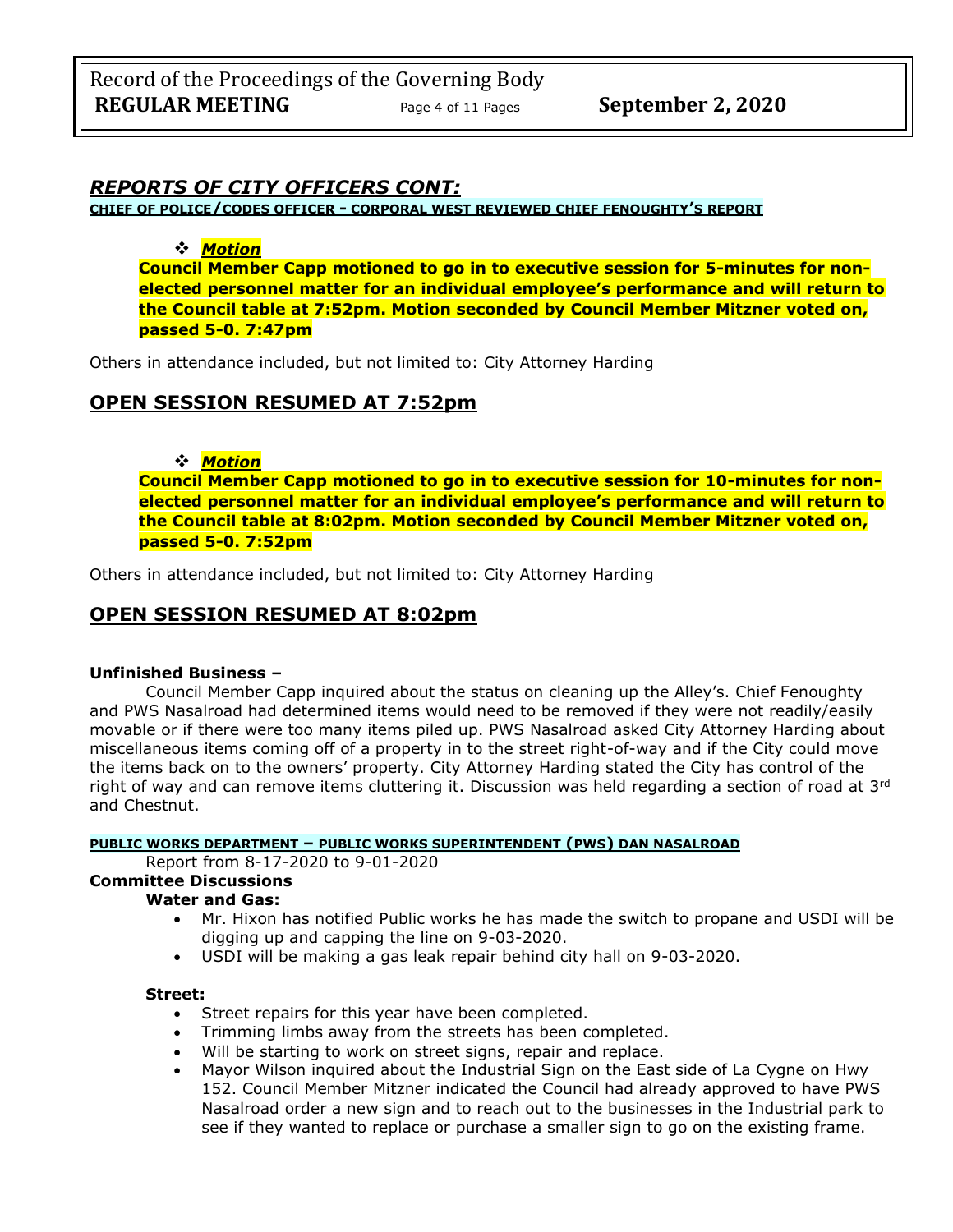## *REPORTS OF CITY OFFICERS CONT:*

**CHIEF OF POLICE/CODES OFFICER - CORPORAL WEST REVIEWED CHIEF FENOUGHTY'S REPORT**

- ***Motion***

**Council Member Capp motioned to go in to executive session for 5-minutes for non-elected personnel matter for an individual employee's performance and will return to the Council table at 7:52pm. Motion seconded by Council Member Mitzner voted on, passed 5-0. 7:47pm**

Others in attendance included, but not limited to: City Attorney Harding

## OPEN SESSION RESUMED AT 7:52pm

- ***Motion***

**Council Member Capp motioned to go in to executive session for 10-minutes for non-elected personnel matter for an individual employee's performance and will return to the Council table at 8:02pm. Motion seconded by Council Member Mitzner voted on, passed 5-0. 7:52pm**

Others in attendance included, but not limited to: City Attorney Harding

## OPEN SESSION RESUMED AT 8:02pm

**Unfinished Business –**

Council Member Capp inquired about the status on cleaning up the Alley's. Chief Fenoughty and PWS Nasalroad had determined items would need to be removed if they were not readily/easily movable or if there were too many items piled up. PWS Nasalroad asked City Attorney Harding about miscellaneous items coming off of a property in to the street right-of-way and if the City could move the items back on to the owners' property. City Attorney Harding stated the City has control of the right of way and can remove items cluttering it. Discussion was held regarding a section of road at 3rd and Chestnut.

**PUBLIC WORKS DEPARTMENT – PUBLIC WORKS SUPERINTENDENT (PWS) DAN NASALROAD**

Report from 8-17-2020 to 9-01-2020

**Committee Discussions**

**Water and Gas:**

- Mr. Hixon has notified Public works he has made the switch to propane and USDI will be digging up and capping the line on 9-03-2020.
- USDI will be making a gas leak repair behind city hall on 9-03-2020.

**Street:**

- Street repairs for this year have been completed.
- Trimming limbs away from the streets has been completed.
- Will be starting to work on street signs, repair and replace.
- Mayor Wilson inquired about the Industrial Sign on the East side of La Cygne on Hwy 152. Council Member Mitzner indicated the Council had already approved to have PWS Nasalroad order a new sign and to reach out to the businesses in the Industrial park to see if they wanted to replace or purchase a smaller sign to go on the existing frame.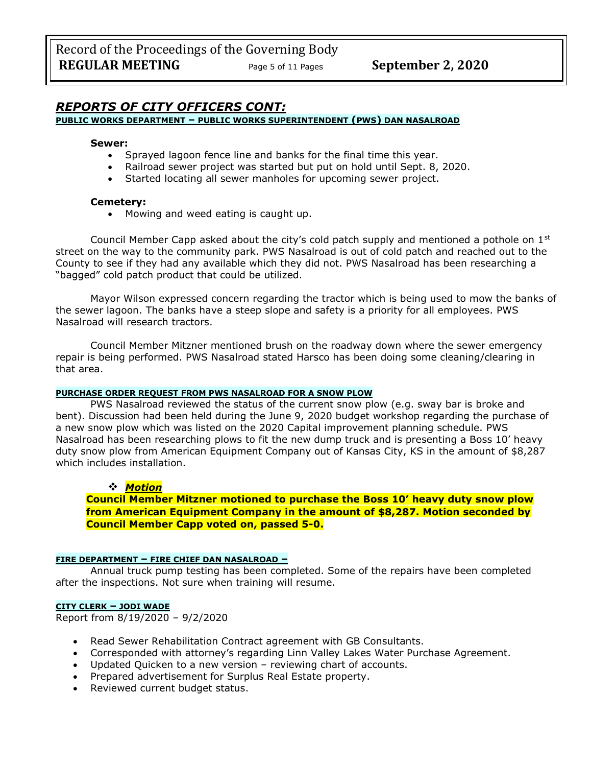## *REPORTS OF CITY OFFICERS CONT:*

**PUBLIC WORKS DEPARTMENT – PUBLIC WORKS SUPERINTENDENT (PWS) DAN NASALROAD**

**Sewer:**

- Sprayed lagoon fence line and banks for the final time this year.
- Railroad sewer project was started but put on hold until Sept. 8, 2020.
- Started locating all sewer manholes for upcoming sewer project.

**Cemetery:**

- Mowing and weed eating is caught up.

Council Member Capp asked about the city's cold patch supply and mentioned a pothole on 1st street on the way to the community park. PWS Nasalroad is out of cold patch and reached out to the County to see if they had any available which they did not. PWS Nasalroad has been researching a "bagged" cold patch product that could be utilized.

Mayor Wilson expressed concern regarding the tractor which is being used to mow the banks of the sewer lagoon. The banks have a steep slope and safety is a priority for all employees. PWS Nasalroad will research tractors.

Council Member Mitzner mentioned brush on the roadway down where the sewer emergency repair is being performed. PWS Nasalroad stated Harsco has been doing some cleaning/clearing in that area.

**PURCHASE ORDER REQUEST FROM PWS NASALROAD FOR A SNOW PLOW**

PWS Nasalroad reviewed the status of the current snow plow (e.g. sway bar is broke and bent). Discussion had been held during the June 9, 2020 budget workshop regarding the purchase of a new snow plow which was listed on the 2020 Capital improvement planning schedule. PWS Nasalroad has been researching plows to fit the new dump truck and is presenting a Boss 10' heavy duty snow plow from American Equipment Company out of Kansas City, KS in the amount of $8,287 which includes installation.

- ***Motion***

**Council Member Mitzner motioned to purchase the Boss 10' heavy duty snow plow from American Equipment Company in the amount of $8,287. Motion seconded by Council Member Capp voted on, passed 5-0.**

**FIRE DEPARTMENT – FIRE CHIEF DAN NASALROAD –**

Annual truck pump testing has been completed. Some of the repairs have been completed after the inspections. Not sure when training will resume.

**CITY CLERK – JODI WADE**

Report from 8/19/2020 – 9/2/2020

- Read Sewer Rehabilitation Contract agreement with GB Consultants.
- Corresponded with attorney's regarding Linn Valley Lakes Water Purchase Agreement.
- Updated Quicken to a new version – reviewing chart of accounts.
- Prepared advertisement for Surplus Real Estate property.
- Reviewed current budget status.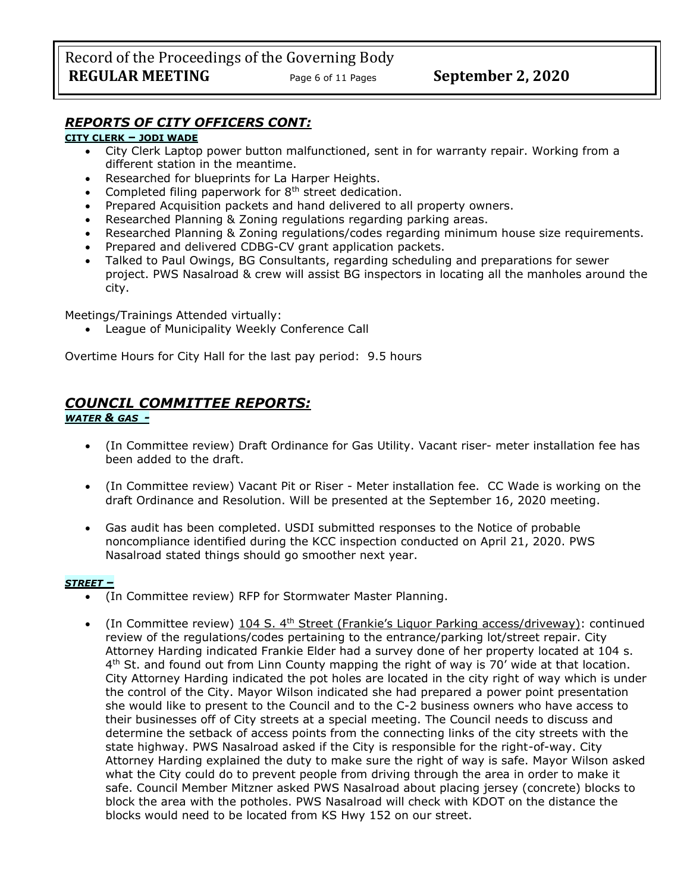## *REPORTS OF CITY OFFICERS CONT:*

**CITY CLERK – JODI WADE**

- City Clerk Laptop power button malfunctioned, sent in for warranty repair. Working from a different station in the meantime.
- Researched for blueprints for La Harper Heights.
- Completed filing paperwork for 8th street dedication.
- Prepared Acquisition packets and hand delivered to all property owners.
- Researched Planning & Zoning regulations regarding parking areas.
- Researched Planning & Zoning regulations/codes regarding minimum house size requirements.
- Prepared and delivered CDBG-CV grant application packets.
- Talked to Paul Owings, BG Consultants, regarding scheduling and preparations for sewer project. PWS Nasalroad & crew will assist BG inspectors in locating all the manholes around the city.

Meetings/Trainings Attended virtually:

- League of Municipality Weekly Conference Call

Overtime Hours for City Hall for the last pay period: 9.5 hours

## *COUNCIL COMMITTEE REPORTS:*

***WATER & GAS -***

- (In Committee review) Draft Ordinance for Gas Utility. Vacant riser- meter installation fee has been added to the draft.
- (In Committee review) Vacant Pit or Riser - Meter installation fee. CC Wade is working on the draft Ordinance and Resolution. Will be presented at the September 16, 2020 meeting.
- Gas audit has been completed. USDI submitted responses to the Notice of probable noncompliance identified during the KCC inspection conducted on April 21, 2020. PWS Nasalroad stated things should go smoother next year.

***STREET –***

- (In Committee review) RFP for Stormwater Master Planning.
- (In Committee review) 104 S. 4th Street (Frankie's Liquor Parking access/driveway): continued review of the regulations/codes pertaining to the entrance/parking lot/street repair. City Attorney Harding indicated Frankie Elder had a survey done of her property located at 104 s. 4th St. and found out from Linn County mapping the right of way is 70' wide at that location. City Attorney Harding indicated the pot holes are located in the city right of way which is under the control of the City. Mayor Wilson indicated she had prepared a power point presentation she would like to present to the Council and to the C-2 business owners who have access to their businesses off of City streets at a special meeting. The Council needs to discuss and determine the setback of access points from the connecting links of the city streets with the state highway. PWS Nasalroad asked if the City is responsible for the right-of-way. City Attorney Harding explained the duty to make sure the right of way is safe. Mayor Wilson asked what the City could do to prevent people from driving through the area in order to make it safe. Council Member Mitzner asked PWS Nasalroad about placing jersey (concrete) blocks to block the area with the potholes. PWS Nasalroad will check with KDOT on the distance the blocks would need to be located from KS Hwy 152 on our street.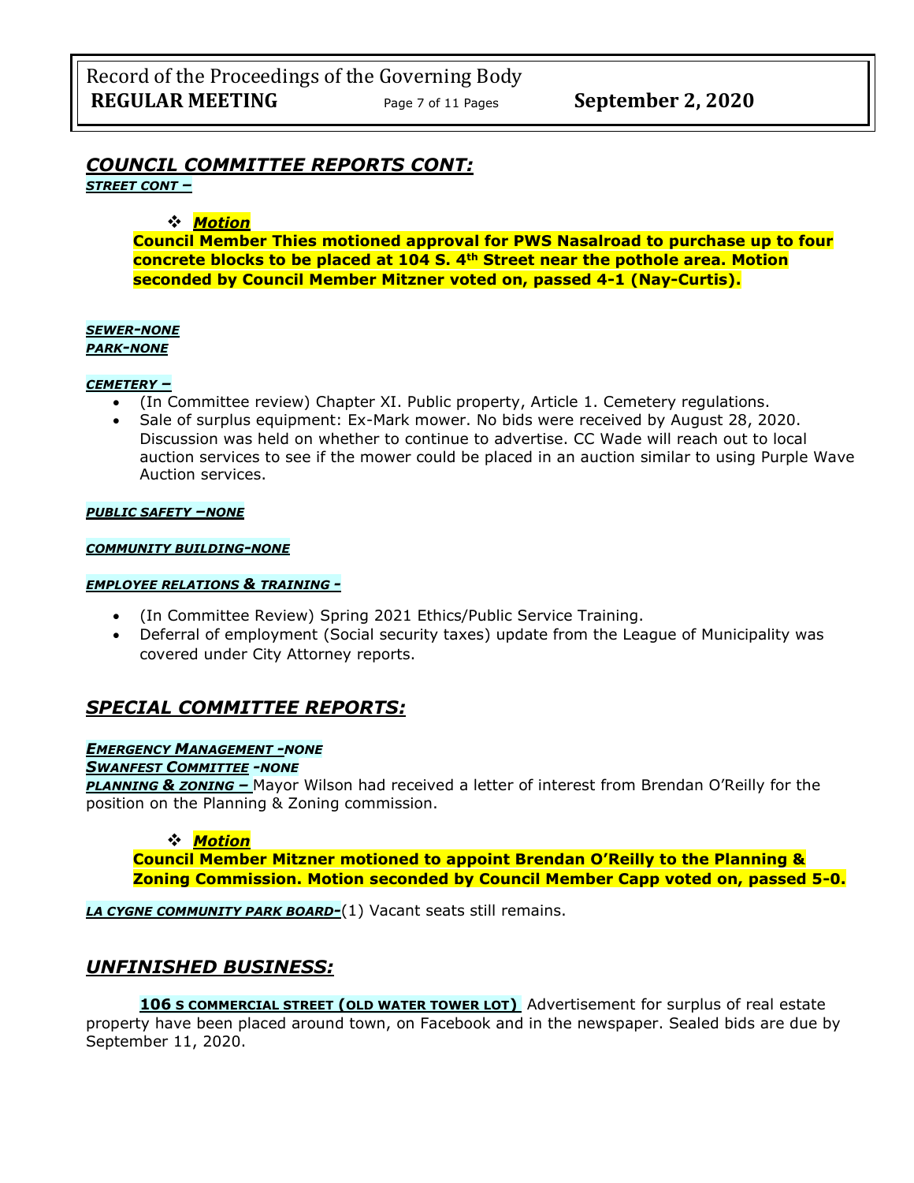## *COUNCIL COMMITTEE REPORTS CONT:*

***STREET CONT –***

❖ ***Motion***

**Council Member Thies motioned approval for PWS Nasalroad to purchase up to four concrete blocks to be placed at 104 S. 4th Street near the pothole area. Motion seconded by Council Member Mitzner voted on, passed 4-1 (Nay-Curtis).**

***SEWER-NONE***

***PARK-NONE***

***CEMETERY –***

- (In Committee review) Chapter XI. Public property, Article 1. Cemetery regulations.
- Sale of surplus equipment: Ex-Mark mower. No bids were received by August 28, 2020. Discussion was held on whether to continue to advertise. CC Wade will reach out to local auction services to see if the mower could be placed in an auction similar to using Purple Wave Auction services.

***PUBLIC SAFETY –NONE***

***COMMUNITY BUILDING-NONE***

***EMPLOYEE RELATIONS & TRAINING -***

- (In Committee Review) Spring 2021 Ethics/Public Service Training.
- Deferral of employment (Social security taxes) update from the League of Municipality was covered under City Attorney reports.

## *SPECIAL COMMITTEE REPORTS:*

***EMERGENCY MANAGEMENT -NONE***

***SWANFEST COMMITTEE -NONE***

***PLANNING & ZONING –*** Mayor Wilson had received a letter of interest from Brendan O'Reilly for the position on the Planning & Zoning commission.

❖ ***Motion***

**Council Member Mitzner motioned to appoint Brendan O'Reilly to the Planning & Zoning Commission. Motion seconded by Council Member Capp voted on, passed 5-0.**

***LA CYGNE COMMUNITY PARK BOARD-***(1) Vacant seats still remains.

## *UNFINISHED BUSINESS:*

**106 S COMMERCIAL STREET (OLD WATER TOWER LOT)** Advertisement for surplus of real estate property have been placed around town, on Facebook and in the newspaper. Sealed bids are due by September 11, 2020.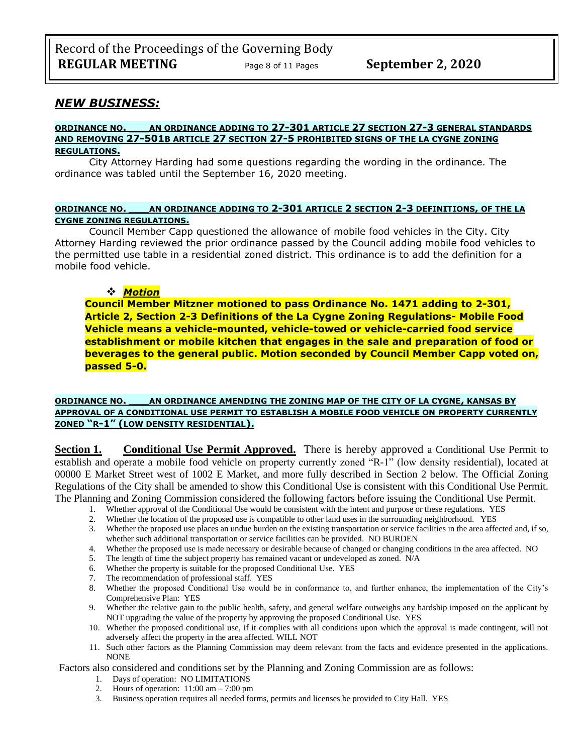## *NEW BUSINESS:*

**ORDINANCE NO. ___AN ORDINANCE ADDING TO 27-301 ARTICLE 27 SECTION 27-3 GENERAL STANDARDS AND REMOVING 27-501B ARTICLE 27 SECTION 27-5 PROHIBITED SIGNS OF THE LA CYGNE ZONING REGULATIONS.**

City Attorney Harding had some questions regarding the wording in the ordinance. The ordinance was tabled until the September 16, 2020 meeting.

**ORDINANCE NO. ___AN ORDINANCE ADDING TO 2-301 ARTICLE 2 SECTION 2-3 DEFINITIONS, OF THE LA CYGNE ZONING REGULATIONS.**

Council Member Capp questioned the allowance of mobile food vehicles in the City. City Attorney Harding reviewed the prior ordinance passed by the Council adding mobile food vehicles to the permitted use table in a residential zoned district. This ordinance is to add the definition for a mobile food vehicle.

- ***Motion***

**Council Member Mitzner motioned to pass Ordinance No. 1471 adding to 2-301, Article 2, Section 2-3 Definitions of the La Cygne Zoning Regulations- Mobile Food Vehicle means a vehicle-mounted, vehicle-towed or vehicle-carried food service establishment or mobile kitchen that engages in the sale and preparation of food or beverages to the general public. Motion seconded by Council Member Capp voted on, passed 5-0.**

**ORDINANCE NO. ___AN ORDINANCE AMENDING THE ZONING MAP OF THE CITY OF LA CYGNE, KANSAS BY APPROVAL OF A CONDITIONAL USE PERMIT TO ESTABLISH A MOBILE FOOD VEHICLE ON PROPERTY CURRENTLY ZONED "R-1" (LOW DENSITY RESIDENTIAL).**

**Section 1. Conditional Use Permit Approved.** There is hereby approved a Conditional Use Permit to establish and operate a mobile food vehicle on property currently zoned "R-1" (low density residential), located at 00000 E Market Street west of 1002 E Market, and more fully described in Section 2 below. The Official Zoning Regulations of the City shall be amended to show this Conditional Use is consistent with this Conditional Use Permit. The Planning and Zoning Commission considered the following factors before issuing the Conditional Use Permit.

1. Whether approval of the Conditional Use would be consistent with the intent and purpose or these regulations. YES
2. Whether the location of the proposed use is compatible to other land uses in the surrounding neighborhood. YES
3. Whether the proposed use places an undue burden on the existing transportation or service facilities in the area affected and, if so, whether such additional transportation or service facilities can be provided. NO BURDEN
4. Whether the proposed use is made necessary or desirable because of changed or changing conditions in the area affected. NO
5. The length of time the subject property has remained vacant or undeveloped as zoned. N/A
6. Whether the property is suitable for the proposed Conditional Use. YES
7. The recommendation of professional staff. YES
8. Whether the proposed Conditional Use would be in conformance to, and further enhance, the implementation of the City's Comprehensive Plan: YES
9. Whether the relative gain to the public health, safety, and general welfare outweighs any hardship imposed on the applicant by NOT upgrading the value of the property by approving the proposed Conditional Use. YES
10. Whether the proposed conditional use, if it complies with all conditions upon which the approval is made contingent, will not adversely affect the property in the area affected. WILL NOT
11. Such other factors as the Planning Commission may deem relevant from the facts and evidence presented in the applications. NONE

Factors also considered and conditions set by the Planning and Zoning Commission are as follows:

1. Days of operation: NO LIMITATIONS
2. Hours of operation: 11:00 am – 7:00 pm
3. Business operation requires all needed forms, permits and licenses be provided to City Hall. YES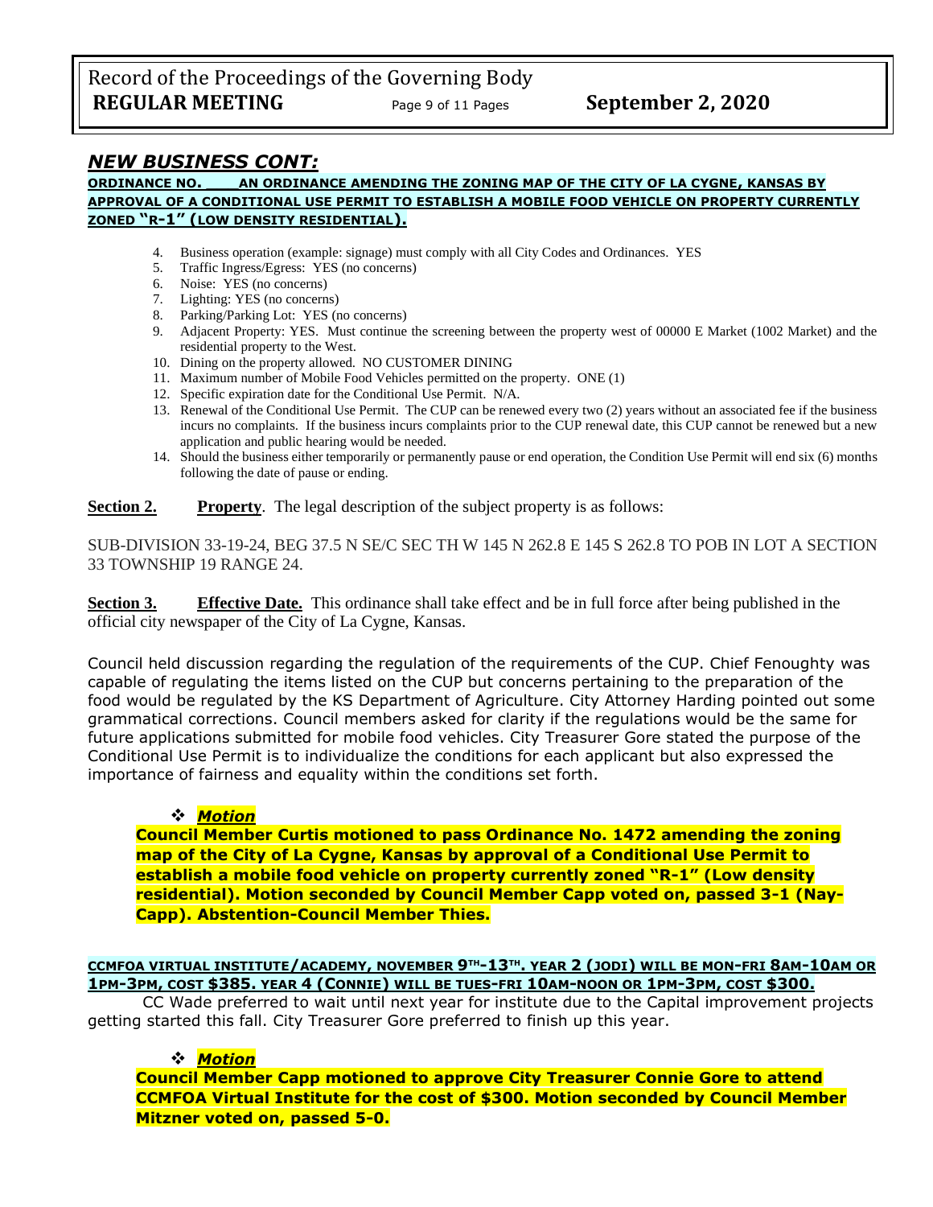## *NEW BUSINESS CONT:*

**ORDINANCE NO. \_\_\_\_AN ORDINANCE AMENDING THE ZONING MAP OF THE CITY OF LA CYGNE, KANSAS BY APPROVAL OF A CONDITIONAL USE PERMIT TO ESTABLISH A MOBILE FOOD VEHICLE ON PROPERTY CURRENTLY ZONED "R-1" (LOW DENSITY RESIDENTIAL).**

4. Business operation (example: signage) must comply with all City Codes and Ordinances. YES
5. Traffic Ingress/Egress: YES (no concerns)
6. Noise: YES (no concerns)
7. Lighting: YES (no concerns)
8. Parking/Parking Lot: YES (no concerns)
9. Adjacent Property: YES. Must continue the screening between the property west of 00000 E Market (1002 Market) and the residential property to the West.
10. Dining on the property allowed. NO CUSTOMER DINING
11. Maximum number of Mobile Food Vehicles permitted on the property. ONE (1)
12. Specific expiration date for the Conditional Use Permit. N/A.
13. Renewal of the Conditional Use Permit. The CUP can be renewed every two (2) years without an associated fee if the business incurs no complaints. If the business incurs complaints prior to the CUP renewal date, this CUP cannot be renewed but a new application and public hearing would be needed.
14. Should the business either temporarily or permanently pause or end operation, the Condition Use Permit will end six (6) months following the date of pause or ending.

**Section 2.** **Property**. The legal description of the subject property is as follows:

SUB-DIVISION 33-19-24, BEG 37.5 N SE/C SEC TH W 145 N 262.8 E 145 S 262.8 TO POB IN LOT A SECTION 33 TOWNSHIP 19 RANGE 24.

**Section 3.** **Effective Date.** This ordinance shall take effect and be in full force after being published in the official city newspaper of the City of La Cygne, Kansas.

Council held discussion regarding the regulation of the requirements of the CUP. Chief Fenoughty was capable of regulating the items listed on the CUP but concerns pertaining to the preparation of the food would be regulated by the KS Department of Agriculture. City Attorney Harding pointed out some grammatical corrections. Council members asked for clarity if the regulations would be the same for future applications submitted for mobile food vehicles. City Treasurer Gore stated the purpose of the Conditional Use Permit is to individualize the conditions for each applicant but also expressed the importance of fairness and equality within the conditions set forth.

- ***Motion***

**Council Member Curtis motioned to pass Ordinance No. 1472 amending the zoning map of the City of La Cygne, Kansas by approval of a Conditional Use Permit to establish a mobile food vehicle on property currently zoned "R-1" (Low density residential). Motion seconded by Council Member Capp voted on, passed 3-1 (Nay-Capp). Abstention-Council Member Thies.**

**CCMFOA VIRTUAL INSTITUTE/ACADEMY, NOVEMBER 9TH-13TH. YEAR 2 (JODI) WILL BE MON-FRI 8AM-10AM OR 1PM-3PM, COST $385. YEAR 4 (CONNIE) WILL BE TUES-FRI 10AM-NOON OR 1PM-3PM, COST $300.**

CC Wade preferred to wait until next year for institute due to the Capital improvement projects getting started this fall. City Treasurer Gore preferred to finish up this year.

- ***Motion***

**Council Member Capp motioned to approve City Treasurer Connie Gore to attend CCMFOA Virtual Institute for the cost of $300. Motion seconded by Council Member Mitzner voted on, passed 5-0.**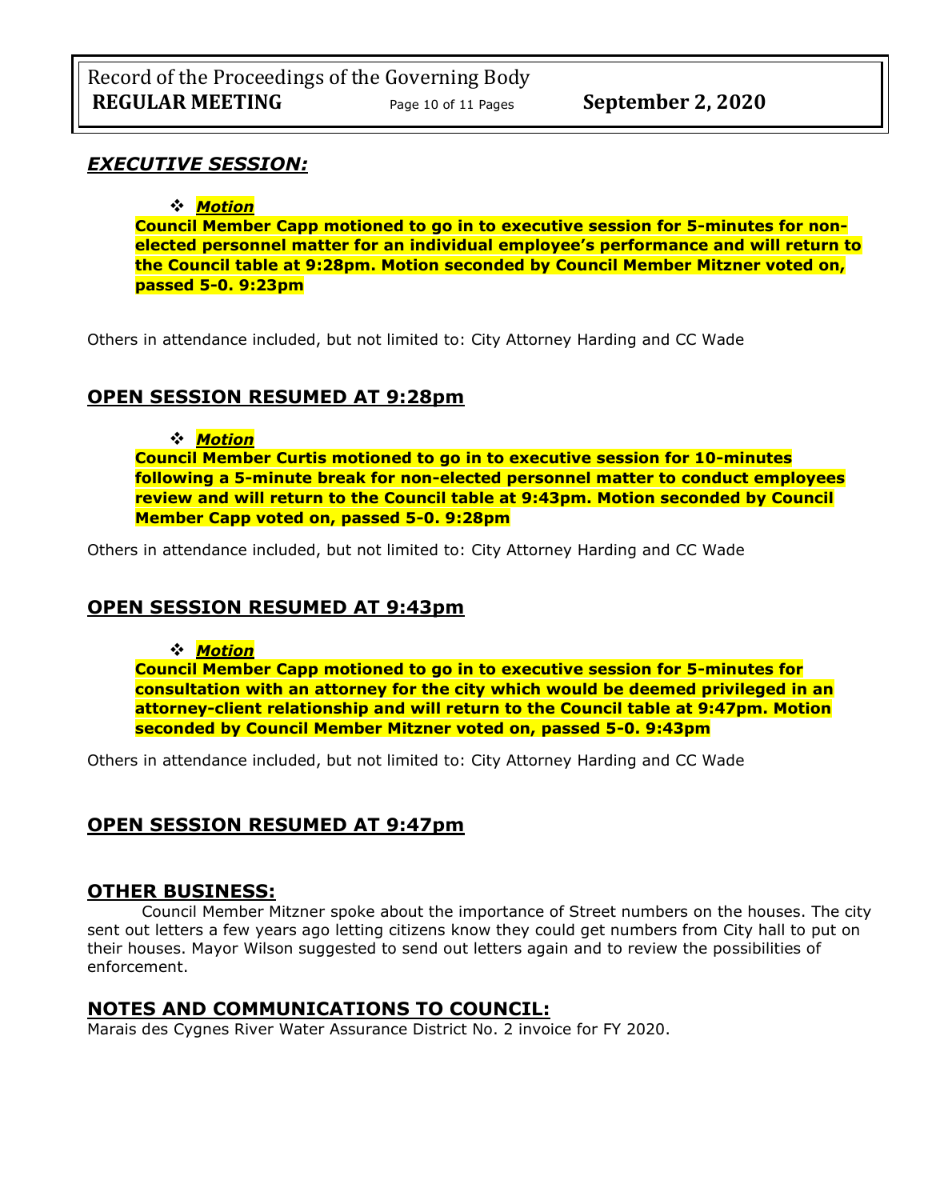## *EXECUTIVE SESSION:*

- ***Motion***

**Council Member Capp motioned to go in to executive session for 5-minutes for non-elected personnel matter for an individual employee's performance and will return to the Council table at 9:28pm. Motion seconded by Council Member Mitzner voted on, passed 5-0. 9:23pm**

Others in attendance included, but not limited to: City Attorney Harding and CC Wade

## OPEN SESSION RESUMED AT 9:28pm

- ***Motion***

**Council Member Curtis motioned to go in to executive session for 10-minutes following a 5-minute break for non-elected personnel matter to conduct employees review and will return to the Council table at 9:43pm. Motion seconded by Council Member Capp voted on, passed 5-0. 9:28pm**

Others in attendance included, but not limited to: City Attorney Harding and CC Wade

## OPEN SESSION RESUMED AT 9:43pm

- ***Motion***

**Council Member Capp motioned to go in to executive session for 5-minutes for consultation with an attorney for the city which would be deemed privileged in an attorney-client relationship and will return to the Council table at 9:47pm. Motion seconded by Council Member Mitzner voted on, passed 5-0. 9:43pm**

Others in attendance included, but not limited to: City Attorney Harding and CC Wade

## OPEN SESSION RESUMED AT 9:47pm

## OTHER BUSINESS:

Council Member Mitzner spoke about the importance of Street numbers on the houses. The city sent out letters a few years ago letting citizens know they could get numbers from City hall to put on their houses. Mayor Wilson suggested to send out letters again and to review the possibilities of enforcement.

## NOTES AND COMMUNICATIONS TO COUNCIL:

Marais des Cygnes River Water Assurance District No. 2 invoice for FY 2020.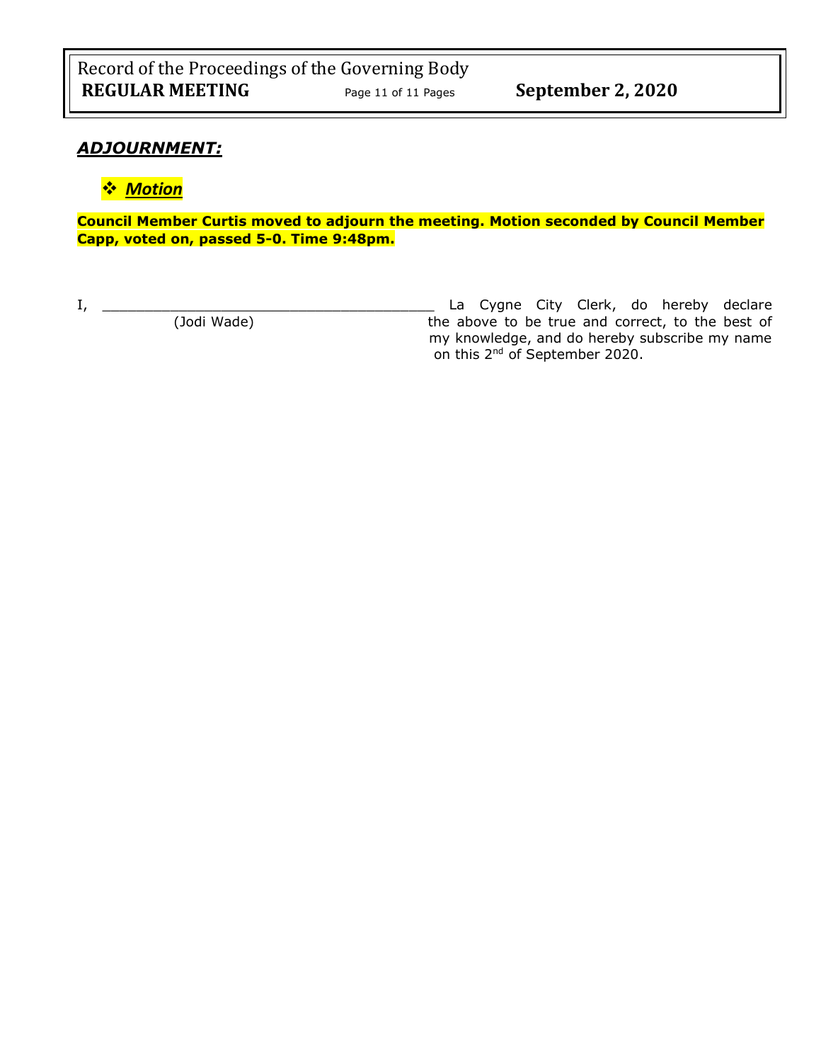## ***ADJOURNMENT:***

❖ ***Motion***

**Council Member Curtis moved to adjourn the meeting. Motion seconded by Council Member Capp, voted on, passed 5-0. Time 9:48pm.**

I, ________________________________________ La Cygne City Clerk, do hereby declare the above to be true and correct, to the best of my knowledge, and do hereby subscribe my name on this 2nd of September 2020.

(Jodi Wade)